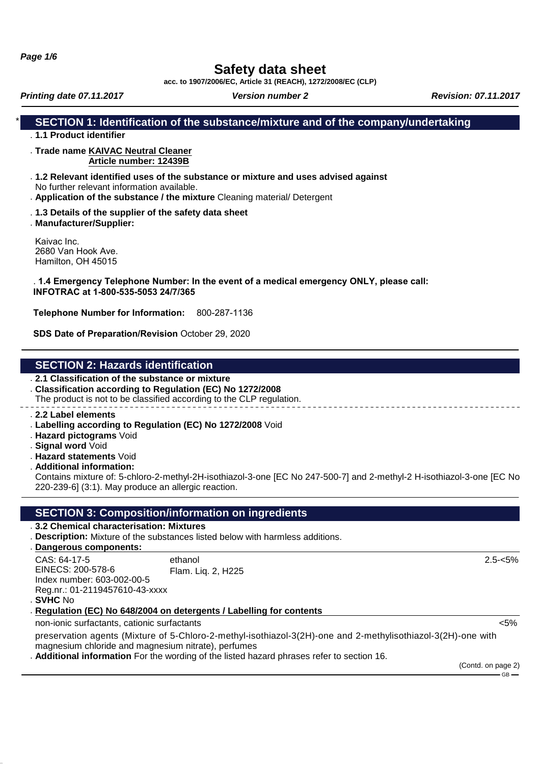# Safety data sheet

acc. to 1907/2006/EC, Article 31 (REACH), 1272/2008/EC (CLP)

*Printing date 07.11.2017* *Version number 2* *Revision: 07.11.2017*

## * SECTION 1: Identification of the substance/mixture and of the company/undertaking

- **1.1 Product identifier**
- **Trade name** **KAIVAC Neutral Cleaner**
  **Article number: 12439B**
- **1.2 Relevant identified uses of the substance or mixture and uses advised against**
  No further relevant information available.
- **Application of the substance / the mixture** Cleaning material/ Detergent
- **1.3 Details of the supplier of the safety data sheet**
- **Manufacturer/Supplier:**

  Kaivac Inc.
  2680 Van Hook Ave.
  Hamilton, OH 45015

- **1.4 Emergency Telephone Number: In the event of a medical emergency ONLY, please call: INFOTRAC at 1-800-535-5053 24/7/365**

**Telephone Number for Information:** 800-287-1136

**SDS Date of Preparation/Revision** October 29, 2020

## SECTION 2: Hazards identification

- **2.1 Classification of the substance or mixture**
- **Classification according to Regulation (EC) No 1272/2008**
  The product is not to be classified according to the CLP regulation.

- **2.2 Label elements**
- **Labelling according to Regulation (EC) No 1272/2008** Void
- **Hazard pictograms** Void
- **Signal word** Void
- **Hazard statements** Void
- **Additional information:**
  Contains mixture of: 5-chloro-2-methyl-2H-isothiazol-3-one [EC No 247-500-7] and 2-methyl-2 H-isothiazol-3-one [EC No 220-239-6] (3:1). May produce an allergic reaction.

## SECTION 3: Composition/information on ingredients

- **3.2 Chemical characterisation: Mixtures**
- **Description:** Mixture of the substances listed below with harmless additions.
- **Dangerous components:**

| | | |
|---|---|---|
| CAS: 64-17-5<br>EINECS: 200-578-6<br>Index number: 603-002-00-5<br>Reg.nr.: 01-2119457610-43-xxxx | ethanol<br>Flam. Liq. 2, H225 | 2.5-<5% |

- **SVHC** No
- **Regulation (EC) No 648/2004 on detergents / Labelling for contents**

| | |
|---|---|
| non-ionic surfactants, cationic surfactants | <5% |

preservation agents (Mixture of 5-Chloro-2-methyl-isothiazol-3(2H)-one and 2-methylisothiazol-3(2H)-one with magnesium chloride and magnesium nitrate), perfumes

- **Additional information** For the wording of the listed hazard phrases refer to section 16.

(Contd. on page 2)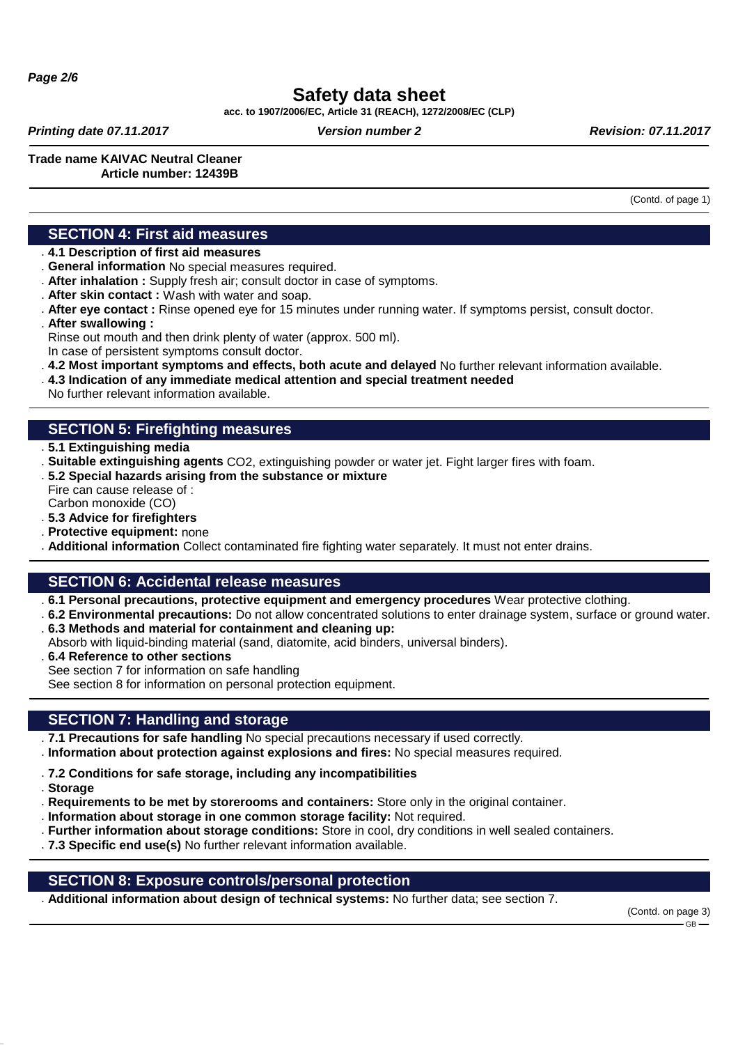**Trade name KAIVAC Neutral Cleaner**
**Article number: 12439B**

(Contd. of page 1)

## SECTION 4: First aid measures

- **4.1 Description of first aid measures**
- **General information** No special measures required.
- **After inhalation :** Supply fresh air; consult doctor in case of symptoms.
- **After skin contact :** Wash with water and soap.
- **After eye contact :** Rinse opened eye for 15 minutes under running water. If symptoms persist, consult doctor.
- **After swallowing :**
  Rinse out mouth and then drink plenty of water (approx. 500 ml).
  In case of persistent symptoms consult doctor.
- **4.2 Most important symptoms and effects, both acute and delayed** No further relevant information available.
- **4.3 Indication of any immediate medical attention and special treatment needed**
  No further relevant information available.

## SECTION 5: Firefighting measures

- **5.1 Extinguishing media**
- **Suitable extinguishing agents** $CO_2$, extinguishing powder or water jet. Fight larger fires with foam.
- **5.2 Special hazards arising from the substance or mixture**
  Fire can cause release of :
  Carbon monoxide (CO)
- **5.3 Advice for firefighters**
- **Protective equipment:** none
- **Additional information** Collect contaminated fire fighting water separately. It must not enter drains.

## SECTION 6: Accidental release measures

- **6.1 Personal precautions, protective equipment and emergency procedures** Wear protective clothing.
- **6.2 Environmental precautions:** Do not allow concentrated solutions to enter drainage system, surface or ground water.
- **6.3 Methods and material for containment and cleaning up:**
  Absorb with liquid-binding material (sand, diatomite, acid binders, universal binders).
- **6.4 Reference to other sections**
  See section 7 for information on safe handling
  See section 8 for information on personal protection equipment.

## SECTION 7: Handling and storage

- **7.1 Precautions for safe handling** No special precautions necessary if used correctly.
- **Information about protection against explosions and fires:** No special measures required.
- **7.2 Conditions for safe storage, including any incompatibilities**
- **Storage**
- **Requirements to be met by storerooms and containers:** Store only in the original container.
- **Information about storage in one common storage facility:** Not required.
- **Further information about storage conditions:** Store in cool, dry conditions in well sealed containers.
- **7.3 Specific end use(s)** No further relevant information available.

## SECTION 8: Exposure controls/personal protection

- **Additional information about design of technical systems:** No further data; see section 7.

(Contd. on page 3)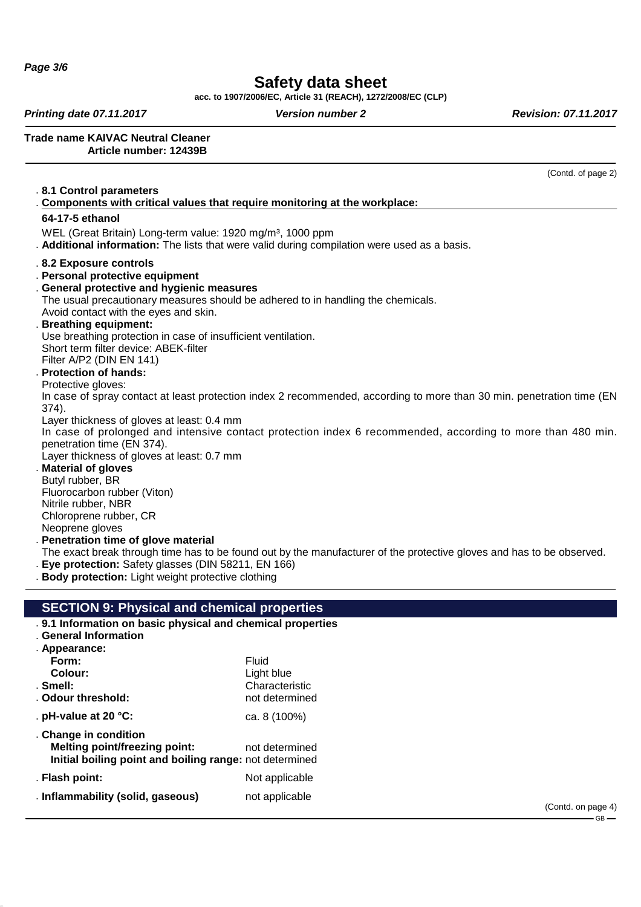**Trade name KAIVAC Neutral Cleaner**
**Article number: 12439B**

(Contd. of page 2)

### 8.1 Control parameters

**Components with critical values that require monitoring at the workplace:**

**64-17-5 ethanol**

WEL (Great Britain) Long-term value: 1920 mg/m³, 1000 ppm

**Additional information:** The lists that were valid during compilation were used as a basis.

### 8.2 Exposure controls

**Personal protective equipment**

**General protective and hygienic measures**

The usual precautionary measures should be adhered to in handling the chemicals.
Avoid contact with the eyes and skin.

**Breathing equipment:**

Use breathing protection in case of insufficient ventilation.
Short term filter device: ABEK-filter
Filter A/P2 (DIN EN 141)

**Protection of hands:**

Protective gloves:
In case of spray contact at least protection index 2 recommended, according to more than 30 min. penetration time (EN 374).
Layer thickness of gloves at least: 0.4 mm
In case of prolonged and intensive contact protection index 6 recommended, according to more than 480 min. penetration time (EN 374).
Layer thickness of gloves at least: 0.7 mm

**Material of gloves**

Butyl rubber, BR
Fluorocarbon rubber (Viton)
Nitrile rubber, NBR
Chloroprene rubber, CR
Neoprene gloves

**Penetration time of glove material**

The exact break through time has to be found out by the manufacturer of the protective gloves and has to be observed.

**Eye protection:** Safety glasses (DIN 58211, EN 166)

**Body protection:** Light weight protective clothing

## SECTION 9: Physical and chemical properties

### 9.1 Information on basic physical and chemical properties

**General Information**

| | |
|---|---|
| **Appearance:** | |
| **Form:** | Fluid |
| **Colour:** | Light blue |
| **Smell:** | Characteristic |
| **Odour threshold:** | not determined |
| **pH-value at 20 °C:** | ca. 8 (100%) |
| **Change in condition** | |
| **Melting point/freezing point:** | not determined |
| **Initial boiling point and boiling range:** | not determined |
| **Flash point:** | Not applicable |
| **Inflammability (solid, gaseous)** | not applicable |

(Contd. on page 4)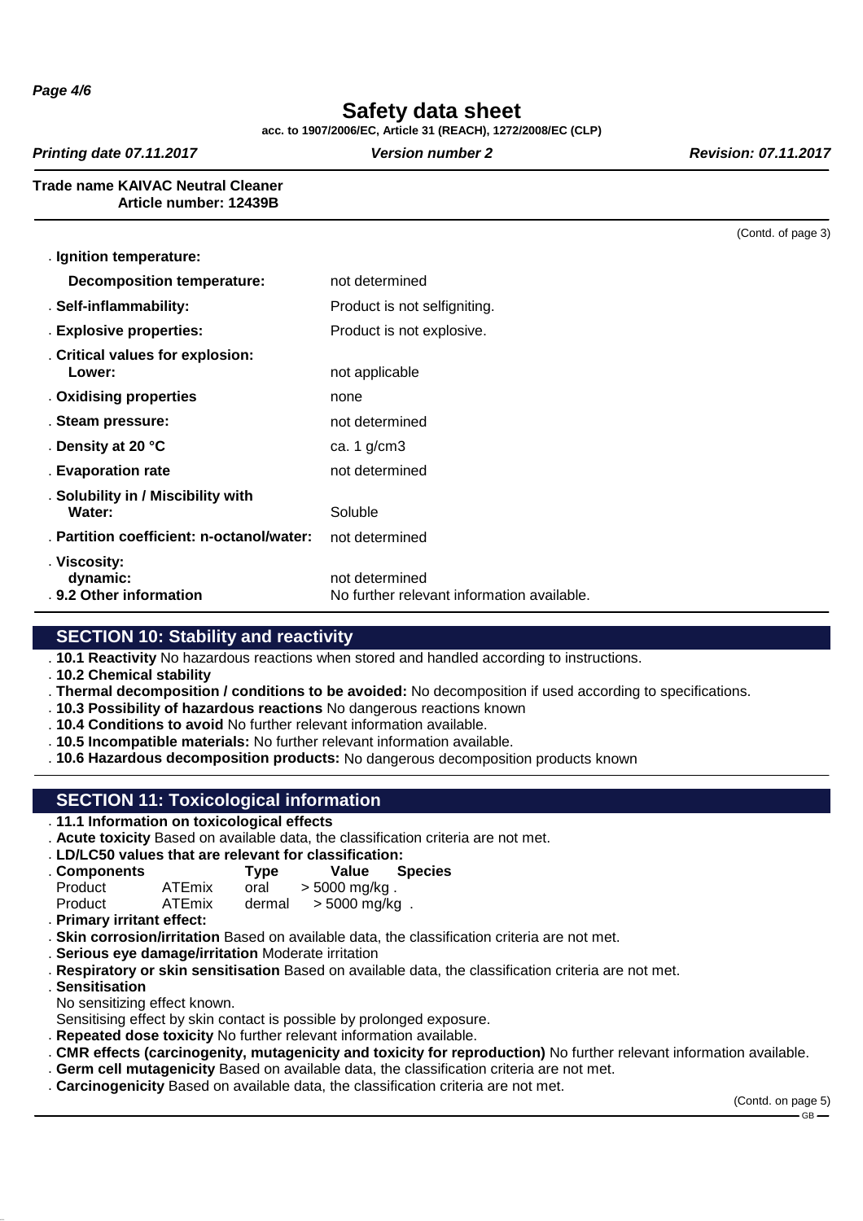(Contd. of page 3)

| | |
|---|---|
| **Ignition temperature:** | |
| **Decomposition temperature:** | not determined |
| **Self-inflammability:** | Product is not selfigniting. |
| **Explosive properties:** | Product is not explosive. |
| **Critical values for explosion:** | |
| **Lower:** | not applicable |
| **Oxidising properties** | none |
| **Steam pressure:** | not determined |
| **Density at 20 °C** | ca. 1 g/cm3 |
| **Evaporation rate** | not determined |
| **Solubility in / Miscibility with** | |
| **Water:** | Soluble |
| **Partition coefficient: n-octanol/water:** | not determined |
| **Viscosity:** | |
| **dynamic:** | not determined |
| **9.2 Other information** | No further relevant information available. |

## SECTION 10: Stability and reactivity

- **10.1 Reactivity** No hazardous reactions when stored and handled according to instructions.
- **10.2 Chemical stability**
- **Thermal decomposition / conditions to be avoided:** No decomposition if used according to specifications.
- **10.3 Possibility of hazardous reactions** No dangerous reactions known
- **10.4 Conditions to avoid** No further relevant information available.
- **10.5 Incompatible materials:** No further relevant information available.
- **10.6 Hazardous decomposition products:** No dangerous decomposition products known

## SECTION 11: Toxicological information

- **11.1 Information on toxicological effects**
- **Acute toxicity** Based on available data, the classification criteria are not met.
- **LD/LC50 values that are relevant for classification:**

| **Components** | | **Type** | **Value** | **Species** |
|---|---|---|---|---|
| Product | ATEmix | oral | > 5000 mg/kg . | |
| Product | ATEmix | dermal | > 5000 mg/kg . | |

- **Primary irritant effect:**
- **Skin corrosion/irritation** Based on available data, the classification criteria are not met.
- **Serious eye damage/irritation** Moderate irritation
- **Respiratory or skin sensitisation** Based on available data, the classification criteria are not met.
- **Sensitisation**
  No sensitizing effect known.
  Sensitising effect by skin contact is possible by prolonged exposure.
- **Repeated dose toxicity** No further relevant information available.
- **CMR effects (carcinogenity, mutagenicity and toxicity for reproduction)** No further relevant information available.
- **Germ cell mutagenicity** Based on available data, the classification criteria are not met.
- **Carcinogenicity** Based on available data, the classification criteria are not met.

(Contd. on page 5)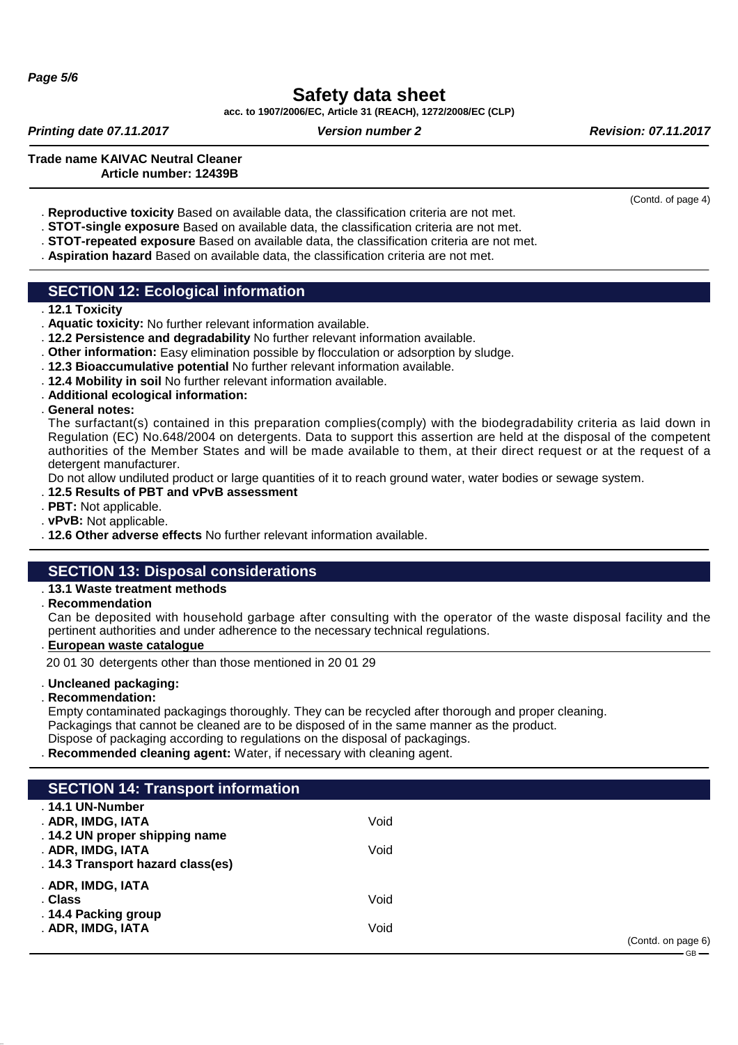(Contd. of page 4)

- **Reproductive toxicity** Based on available data, the classification criteria are not met.
- **STOT-single exposure** Based on available data, the classification criteria are not met.
- **STOT-repeated exposure** Based on available data, the classification criteria are not met.
- **Aspiration hazard** Based on available data, the classification criteria are not met.

## SECTION 12: Ecological information

- **12.1 Toxicity**
- **Aquatic toxicity:** No further relevant information available.
- **12.2 Persistence and degradability** No further relevant information available.
- **Other information:** Easy elimination possible by flocculation or adsorption by sludge.
- **12.3 Bioaccumulative potential** No further relevant information available.
- **12.4 Mobility in soil** No further relevant information available.
- **Additional ecological information:**
- **General notes:**

  The surfactant(s) contained in this preparation complies(comply) with the biodegradability criteria as laid down in Regulation (EC) No.648/2004 on detergents. Data to support this assertion are held at the disposal of the competent authorities of the Member States and will be made available to them, at their direct request or at the request of a detergent manufacturer.

  Do not allow undiluted product or large quantities of it to reach ground water, water bodies or sewage system.
- **12.5 Results of PBT and vPvB assessment**
- **PBT:** Not applicable.
- **vPvB:** Not applicable.
- **12.6 Other adverse effects** No further relevant information available.

## SECTION 13: Disposal considerations

- **13.1 Waste treatment methods**
- **Recommendation**

  Can be deposited with household garbage after consulting with the operator of the waste disposal facility and the pertinent authorities and under adherence to the necessary technical regulations.
- **European waste catalogue**

20 01 30 detergents other than those mentioned in 20 01 29

- **Uncleaned packaging:**
- **Recommendation:**

  Empty contaminated packagings thoroughly. They can be recycled after thorough and proper cleaning.
  Packagings that cannot be cleaned are to be disposed of in the same manner as the product.
  Dispose of packaging according to regulations on the disposal of packagings.
- **Recommended cleaning agent:** Water, if necessary with cleaning agent.

## SECTION 14: Transport information

| | |
|---|---|
| **14.1 UN-Number** | |
| **ADR, IMDG, IATA** | Void |
| **14.2 UN proper shipping name** | |
| **ADR, IMDG, IATA** | Void |
| **14.3 Transport hazard class(es)** | |
| **ADR, IMDG, IATA** | |
| **Class** | Void |
| **14.4 Packing group** | |
| **ADR, IMDG, IATA** | Void |

(Contd. on page 6)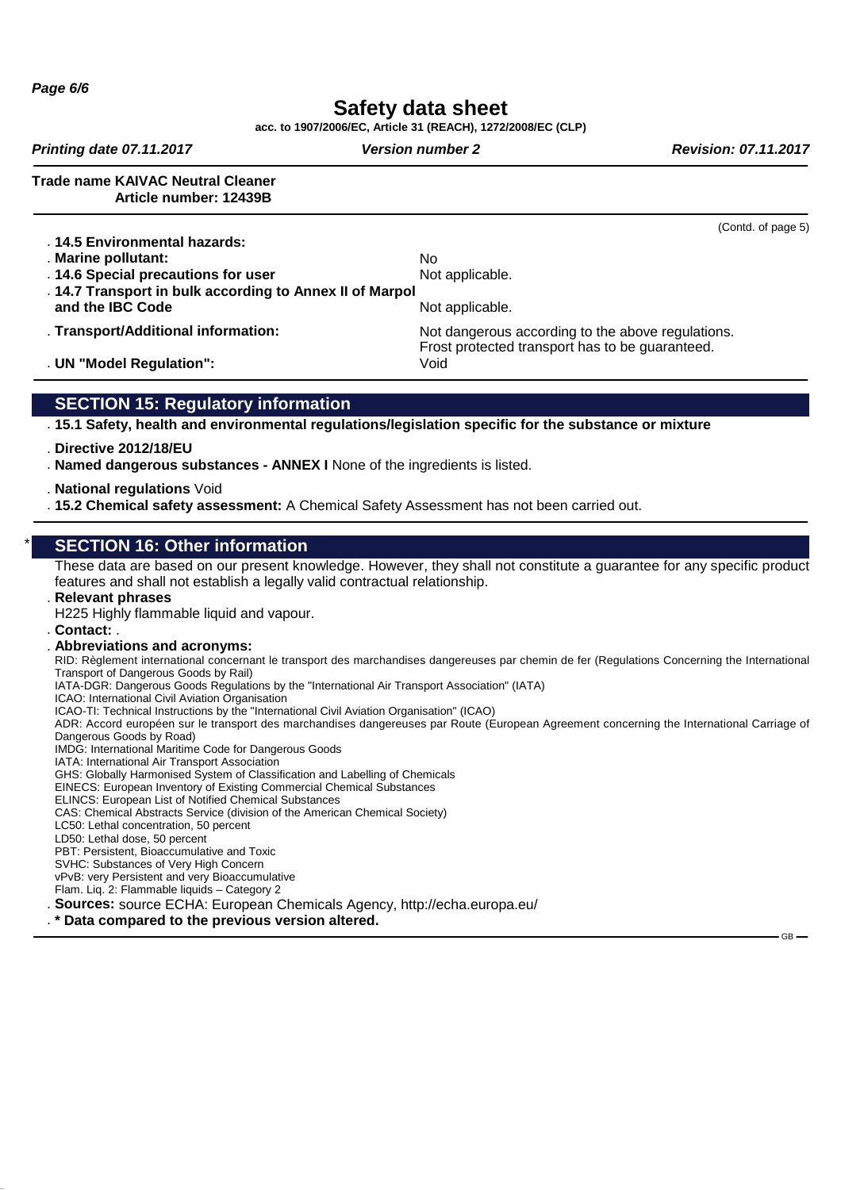(Contd. of page 5)

- **14.5 Environmental hazards:**
- **Marine pollutant:** No
- **14.6 Special precautions for user** Not applicable.
- **14.7 Transport in bulk according to Annex II of Marpol and the IBC Code** Not applicable.
- **Transport/Additional information:** Not dangerous according to the above regulations. Frost protected transport has to be guaranteed.
- **UN "Model Regulation":** Void

## SECTION 15: Regulatory information

- **15.1 Safety, health and environmental regulations/legislation specific for the substance or mixture**
- **Directive 2012/18/EU**
- **Named dangerous substances - ANNEX I** None of the ingredients is listed.
- **National regulations** Void
- **15.2 Chemical safety assessment:** A Chemical Safety Assessment has not been carried out.

## * SECTION 16: Other information

These data are based on our present knowledge. However, they shall not constitute a guarantee for any specific product features and shall not establish a legally valid contractual relationship.

- **Relevant phrases**

  H225 Highly flammable liquid and vapour.
- **Contact:** .
- **Abbreviations and acronyms:**

  RID: Règlement international concernant le transport des marchandises dangereuses par chemin de fer (Regulations Concerning the International Transport of Dangerous Goods by Rail)
  IATA-DGR: Dangerous Goods Regulations by the "International Air Transport Association" (IATA)
  ICAO: International Civil Aviation Organisation
  ICAO-TI: Technical Instructions by the "International Civil Aviation Organisation" (ICAO)
  ADR: Accord européen sur le transport des marchandises dangereuses par Route (European Agreement concerning the International Carriage of Dangerous Goods by Road)
  IMDG: International Maritime Code for Dangerous Goods
  IATA: International Air Transport Association
  GHS: Globally Harmonised System of Classification and Labelling of Chemicals
  EINECS: European Inventory of Existing Commercial Chemical Substances
  ELINCS: European List of Notified Chemical Substances
  CAS: Chemical Abstracts Service (division of the American Chemical Society)
  LC50: Lethal concentration, 50 percent
  LD50: Lethal dose, 50 percent
  PBT: Persistent, Bioaccumulative and Toxic
  SVHC: Substances of Very High Concern
  vPvB: very Persistent and very Bioaccumulative
  Flam. Liq. 2: Flammable liquids – Category 2
- **Sources:** source ECHA: European Chemicals Agency, http://echa.europa.eu/
- **\* Data compared to the previous version altered.**